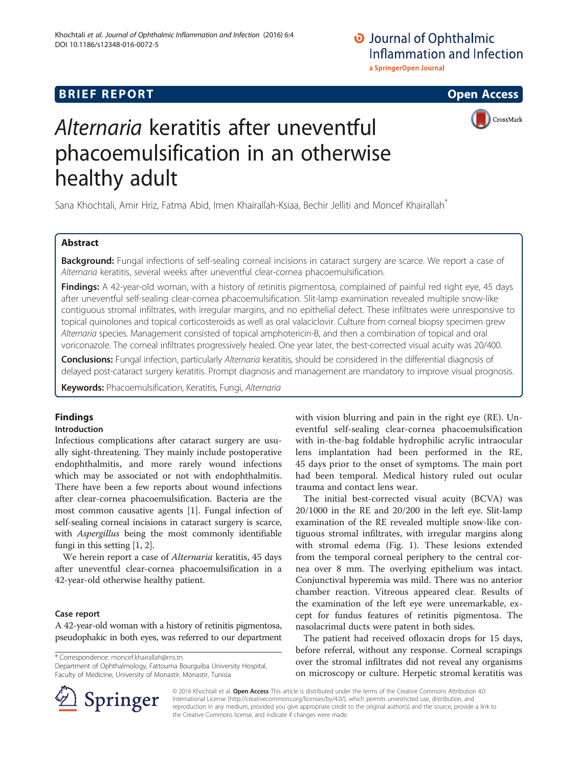BRIEF REPORT

Open Access

# *Alternaria* keratitis after uneventful phacoemulsification in an otherwise healthy adult

Sana Khochtali, Amir Hriz, Fatma Abid, Imen Khairallah-Ksiaa, Bechir Jelliti and Moncef Khairallah*

## Abstract

**Background:** Fungal infections of self-sealing corneal incisions in cataract surgery are scarce. We report a case of *Alternaria* keratitis, several weeks after uneventful clear-cornea phacoemulsification.

**Findings:** A 42-year-old woman, with a history of retinitis pigmentosa, complained of painful red right eye, 45 days after uneventful self-sealing clear-cornea phacoemulsification. Slit-lamp examination revealed multiple snow-like contiguous stromal infiltrates, with irregular margins, and no epithelial defect. These infiltrates were unresponsive to topical quinolones and topical corticosteroids as well as oral valaciclovir. Culture from corneal biopsy specimen grew *Alternaria* species. Management consisted of topical amphotericin-B, and then a combination of topical and oral voriconazole. The corneal infiltrates progressively healed. One year later, the best-corrected visual acuity was 20/400.

**Conclusions:** Fungal infection, particularly *Alternaria* keratitis, should be considered in the differential diagnosis of delayed post-cataract surgery keratitis. Prompt diagnosis and management are mandatory to improve visual prognosis.

**Keywords:** Phacoemulsification, Keratitis, Fungi, *Alternaria*

## Findings

### Introduction

Infectious complications after cataract surgery are usually sight-threatening. They mainly include postoperative endophthalmitis, and more rarely wound infections which may be associated or not with endophthalmitis. There have been a few reports about wound infections after clear-cornea phacoemulsification. Bacteria are the most common causative agents [1]. Fungal infection of self-sealing corneal incisions in cataract surgery is scarce, with *Aspergillus* being the most commonly identifiable fungi in this setting [1, 2].

We herein report a case of *Alternaria* keratitis, 45 days after uneventful clear-cornea phacoemulsification in a 42-year-old otherwise healthy patient.

### Case report

A 42-year-old woman with a history of retinitis pigmentosa, pseudophakic in both eyes, was referred to our department with vision blurring and pain in the right eye (RE). Uneventful self-sealing clear-cornea phacoemulsification with in-the-bag foldable hydrophilic acrylic intraocular lens implantation had been performed in the RE, 45 days prior to the onset of symptoms. The main port had been temporal. Medical history ruled out ocular trauma and contact lens wear.

The initial best-corrected visual acuity (BCVA) was 20/1000 in the RE and 20/200 in the left eye. Slit-lamp examination of the RE revealed multiple snow-like contiguous stromal infiltrates, with irregular margins along with stromal edema (Fig. 1). These lesions extended from the temporal corneal periphery to the central cornea over 8 mm. The overlying epithelium was intact. Conjunctival hyperemia was mild. There was no anterior chamber reaction. Vitreous appeared clear. Results of the examination of the left eye were unremarkable, except for fundus features of retinitis pigmentosa. The nasolacrimal ducts were patent in both sides.

The patient had received ofloxacin drops for 15 days, before referral, without any response. Corneal scrapings over the stromal infiltrates did not reveal any organisms on microscopy or culture. Herpetic stromal keratitis was

\* Correspondence: moncef.khairallah@rns.tn
Department of Ophthalmology, Fattouma Bourguiba University Hospital, Faculty of Medicine, University of Monastir, Monastir, Tunisia

© 2016 Khochtali et al. **Open Access** This article is distributed under the terms of the Creative Commons Attribution 4.0 International License (http://creativecommons.org/licenses/by/4.0/), which permits unrestricted use, distribution, and reproduction in any medium, provided you give appropriate credit to the original author(s) and the source, provide a link to the Creative Commons license, and indicate if changes were made.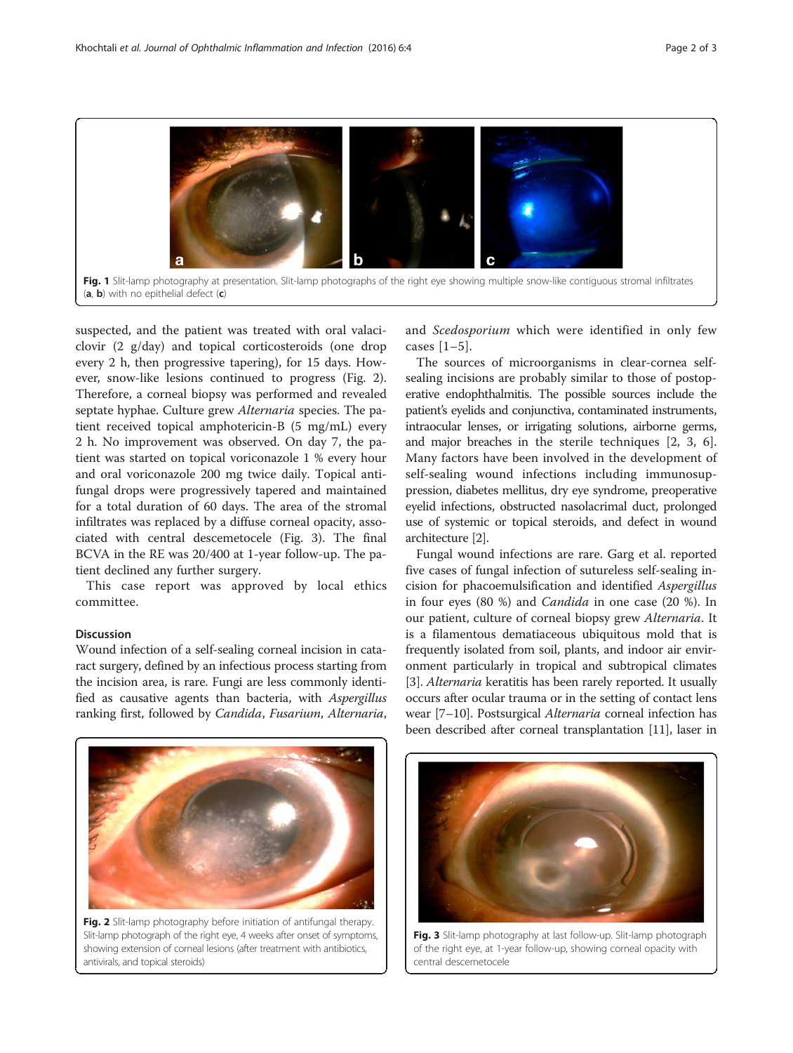Fig. 1 Slit-lamp photography at presentation. Slit-lamp photographs of the right eye showing multiple snow-like contiguous stromal infiltrates (a, b) with no epithelial defect (c)

suspected, and the patient was treated with oral valacíclovir (2 g/day) and topical corticosteroids (one drop every 2 h, then progressive tapering), for 15 days. However, snow-like lesions continued to progress (Fig. 2). Therefore, a corneal biopsy was performed and revealed septate hyphae. Culture grew *Alternaria* species. The patient received topical amphotericin-B (5 mg/mL) every 2 h. No improvement was observed. On day 7, the patient was started on topical voriconazole 1 % every hour and oral voriconazole 200 mg twice daily. Topical antifungal drops were progressively tapered and maintained for a total duration of 60 days. The area of the stromal infiltrates was replaced by a diffuse corneal opacity, associated with central descemetocele (Fig. 3). The final BCVA in the RE was 20/400 at 1-year follow-up. The patient declined any further surgery.

This case report was approved by local ethics committee.

## Discussion

Wound infection of a self-sealing corneal incision in cataract surgery, defined by an infectious process starting from the incision area, is rare. Fungi are less commonly identified as causative agents than bacteria, with *Aspergillus* ranking first, followed by *Candida*, *Fusarium*, *Alternaria*, and *Scedosporium* which were identified in only few cases [1–5].

The sources of microorganisms in clear-cornea self-sealing incisions are probably similar to those of postoperative endophthalmitis. The possible sources include the patient's eyelids and conjunctiva, contaminated instruments, intraocular lenses, or irrigating solutions, airborne germs, and major breaches in the sterile techniques [2, 3, 6]. Many factors have been involved in the development of self-sealing wound infections including immunosuppression, diabetes mellitus, dry eye syndrome, preoperative eyelid infections, obstructed nasolacrimal duct, prolonged use of systemic or topical steroids, and defect in wound architecture [2].

Fungal wound infections are rare. Garg et al. reported five cases of fungal infection of sutureless self-sealing incision for phacoemulsification and identified *Aspergillus* in four eyes (80 %) and *Candida* in one case (20 %). In our patient, culture of corneal biopsy grew *Alternaria*. It is a filamentous dematiaceous ubiquitous mold that is frequently isolated from soil, plants, and indoor air environment particularly in tropical and subtropical climates [3]. *Alternaria* keratitis has been rarely reported. It usually occurs after ocular trauma or in the setting of contact lens wear [7–10]. Postsurgical *Alternaria* corneal infection has been described after corneal transplantation [11], laser in

Fig. 2 Slit-lamp photography before initiation of antifungal therapy. Slit-lamp photograph of the right eye, 4 weeks after onset of symptoms, showing extension of corneal lesions (after treatment with antibiotics, antivirals, and topical steroids)

Fig. 3 Slit-lamp photography at last follow-up. Slit-lamp photograph of the right eye, at 1-year follow-up, showing corneal opacity with central descemetocele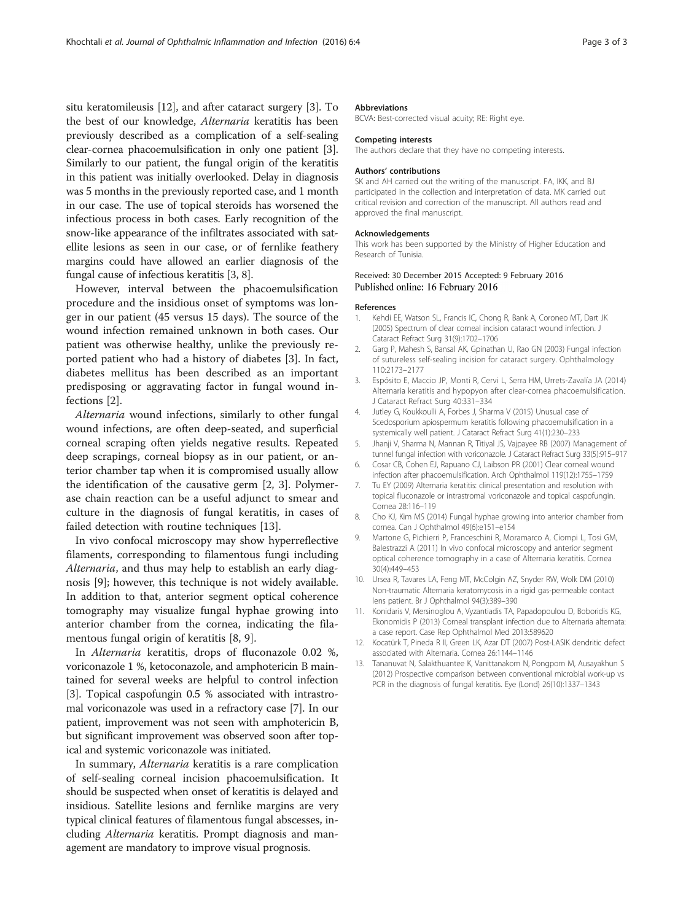situ keratomileusis [12], and after cataract surgery [3]. To the best of our knowledge, *Alternaria* keratitis has been previously described as a complication of a self-sealing clear-cornea phacoemulsification in only one patient [3]. Similarly to our patient, the fungal origin of the keratitis in this patient was initially overlooked. Delay in diagnosis was 5 months in the previously reported case, and 1 month in our case. The use of topical steroids has worsened the infectious process in both cases. Early recognition of the snow-like appearance of the infiltrates associated with satellite lesions as seen in our case, or of fernlike feathery margins could have allowed an earlier diagnosis of the fungal cause of infectious keratitis [3, 8].

However, interval between the phacoemulsification procedure and the insidious onset of symptoms was longer in our patient (45 versus 15 days). The source of the wound infection remained unknown in both cases. Our patient was otherwise healthy, unlike the previously reported patient who had a history of diabetes [3]. In fact, diabetes mellitus has been described as an important predisposing or aggravating factor in fungal wound infections [2].

*Alternaria* wound infections, similarly to other fungal wound infections, are often deep-seated, and superficial corneal scraping often yields negative results. Repeated deep scrapings, corneal biopsy as in our patient, or anterior chamber tap when it is compromised usually allow the identification of the causative germ [2, 3]. Polymerase chain reaction can be a useful adjunct to smear and culture in the diagnosis of fungal keratitis, in cases of failed detection with routine techniques [13].

In vivo confocal microscopy may show hyperreflective filaments, corresponding to filamentous fungi including *Alternaria*, and thus may help to establish an early diagnosis [9]; however, this technique is not widely available. In addition to that, anterior segment optical coherence tomography may visualize fungal hyphae growing into anterior chamber from the cornea, indicating the filamentous fungal origin of keratitis [8, 9].

In *Alternaria* keratitis, drops of fluconazole 0.02 %, voriconazole 1 %, ketoconazole, and amphotericin B maintained for several weeks are helpful to control infection [3]. Topical caspofungin 0.5 % associated with intrastromal voriconazole was used in a refractory case [7]. In our patient, improvement was not seen with amphotericin B, but significant improvement was observed soon after topical and systemic voriconazole was initiated.

In summary, *Alternaria* keratitis is a rare complication of self-sealing corneal incision phacoemulsification. It should be suspected when onset of keratitis is delayed and insidious. Satellite lesions and fernlike margins are very typical clinical features of filamentous fungal abscesses, including *Alternaria* keratitis. Prompt diagnosis and management are mandatory to improve visual prognosis.

#### Abbreviations
BCVA: Best-corrected visual acuity; RE: Right eye.

#### Competing interests
The authors declare that they have no competing interests.

#### Authors' contributions
SK and AH carried out the writing of the manuscript. FA, IKK, and BJ participated in the collection and interpretation of data. MK carried out critical revision and correction of the manuscript. All authors read and approved the final manuscript.

#### Acknowledgements
This work has been supported by the Ministry of Higher Education and Research of Tunisia.

Received: 30 December 2015 Accepted: 9 February 2016
Published online: 16 February 2016

#### References
1. Kehdi EE, Watson SL, Francis IC, Chong R, Bank A, Coroneo MT, Dart JK (2005) Spectrum of clear corneal incision cataract wound infection. J Cataract Refract Surg 31(9):1702–1706
2. Garg P, Mahesh S, Bansal AK, Gpinathan U, Rao GN (2003) Fungal infection of sutureless self-sealing incision for cataract surgery. Ophthalmology 110:2173–2177
3. Espósito E, Maccio JP, Monti R, Cervi L, Serra HM, Urrets-Zavalía JA (2014) Alternaria keratitis and hypopyon after clear-cornea phacoemulsification. J Cataract Refract Surg 40:331–334
4. Jutley G, Koukkoulli A, Forbes J, Sharma V (2015) Unusual case of Scedosporium apiospermum keratitis following phacoemulsification in a systemically well patient. J Cataract Refract Surg 41(1):230–233
5. Jhanji V, Sharma N, Mannan R, Titiyal JS, Vajpayee RB (2007) Management of tunnel fungal infection with voriconazole. J Cataract Refract Surg 33(5):915–917
6. Cosar CB, Cohen EJ, Rapuano CJ, Laibson PR (2001) Clear corneal wound infection after phacoemulsification. Arch Ophthalmol 119(12):1755–1759
7. Tu EY (2009) Alternaria keratitis: clinical presentation and resolution with topical fluconazole or intrastromal voriconazole and topical caspofungin. Cornea 28:116–119
8. Cho KJ, Kim MS (2014) Fungal hyphae growing into anterior chamber from cornea. Can J Ophthalmol 49(6):e151–e154
9. Martone G, Pichierri P, Franceschini R, Moramarco A, Ciompi L, Tosi GM, Balestrazzi A (2011) In vivo confocal microscopy and anterior segment optical coherence tomography in a case of Alternaria keratitis. Cornea 30(4):449–453
10. Ursea R, Tavares LA, Feng MT, McColgin AZ, Snyder RW, Wolk DM (2010) Non-traumatic Alternaria keratomycosis in a rigid gas-permeable contact lens patient. Br J Ophthalmol 94(3):389–390
11. Konidaris V, Mersinoglou A, Vyzantiadis TA, Papadopoulou D, Boboridis KG, Ekonomidis P (2013) Corneal transplant infection due to Alternaria alternata: a case report. Case Rep Ophthalmol Med 2013:589620
12. Kocatürk T, Pineda R II, Green LK, Azar DT (2007) Post-LASIK dendritic defect associated with Alternaria. Cornea 26:1144–1146
13. Tananuvat N, Salakthuantee K, Vanittanakom N, Pongpom M, Ausayakhun S (2012) Prospective comparison between conventional microbial work-up vs PCR in the diagnosis of fungal keratitis. Eye (Lond) 26(10):1337–1343